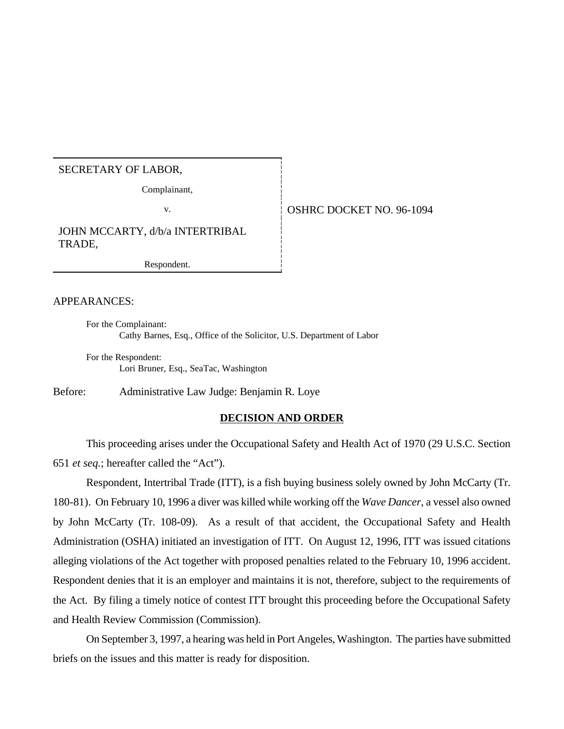| SECRETARY OF LABOR,<br>Complainant,<br>v.<br>JOHN MCCARTY, d/b/a INTERTRIBAL TRADE,<br>Respondent. | OSHRC DOCKET NO. 96-1094 |
|---|---|

APPEARANCES:

For the Complainant:
Cathy Barnes, Esq., Office of the Solicitor, U.S. Department of Labor

For the Respondent:
Lori Bruner, Esq., SeaTac, Washington

Before: Administrative Law Judge: Benjamin R. Loye

**DECISION AND ORDER**

This proceeding arises under the Occupational Safety and Health Act of 1970 (29 U.S.C. Section 651 *et seq.*; hereafter called the "Act").

Respondent, Intertribal Trade (ITT), is a fish buying business solely owned by John McCarty (Tr. 180-81). On February 10, 1996 a diver was killed while working off the *Wave Dancer*, a vessel also owned by John McCarty (Tr. 108-09). As a result of that accident, the Occupational Safety and Health Administration (OSHA) initiated an investigation of ITT. On August 12, 1996, ITT was issued citations alleging violations of the Act together with proposed penalties related to the February 10, 1996 accident. Respondent denies that it is an employer and maintains it is not, therefore, subject to the requirements of the Act. By filing a timely notice of contest ITT brought this proceeding before the Occupational Safety and Health Review Commission (Commission).

On September 3, 1997, a hearing was held in Port Angeles, Washington. The parties have submitted briefs on the issues and this matter is ready for disposition.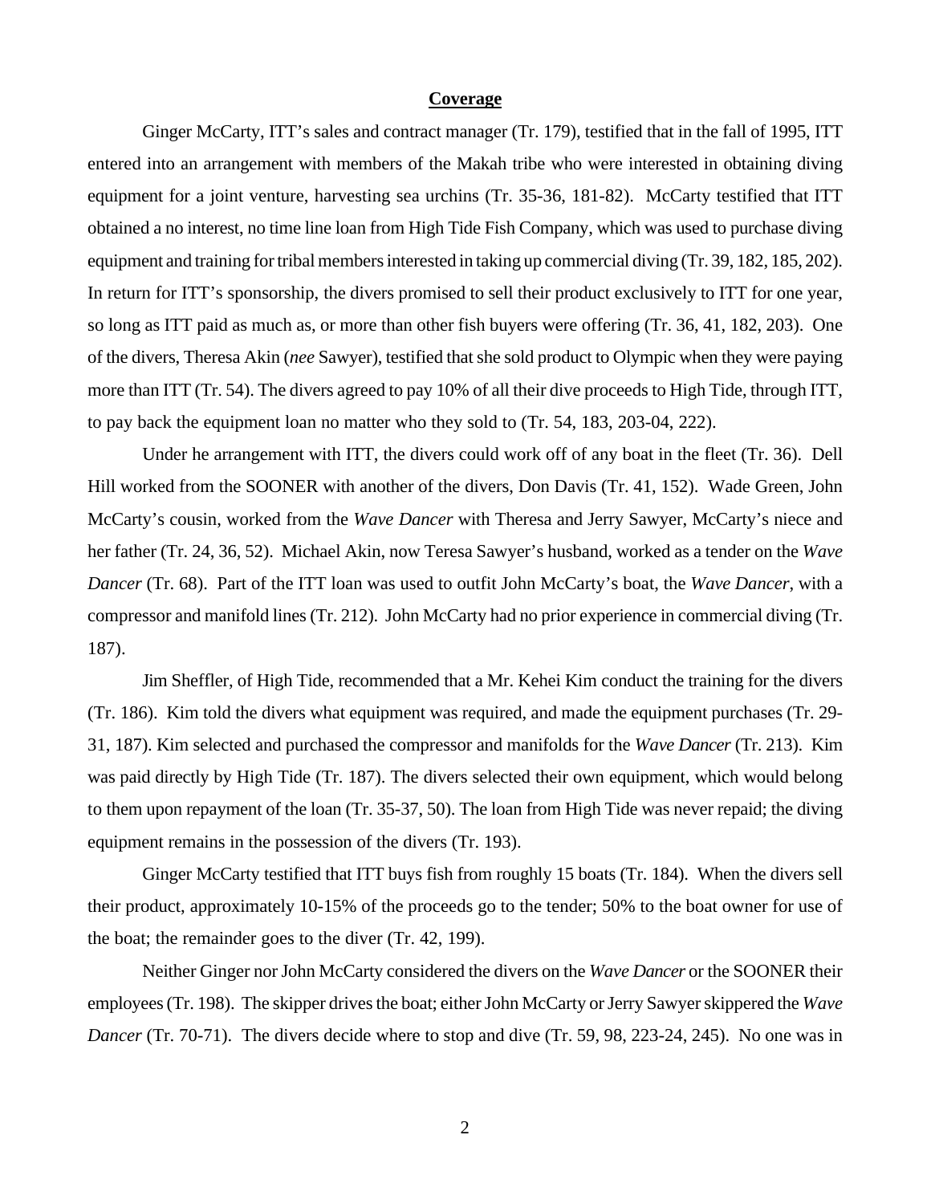## **Coverage**

Ginger McCarty, ITT's sales and contract manager (Tr. 179), testified that in the fall of 1995, ITT entered into an arrangement with members of the Makah tribe who were interested in obtaining diving equipment for a joint venture, harvesting sea urchins (Tr. 35-36, 181-82). McCarty testified that ITT obtained a no interest, no time line loan from High Tide Fish Company, which was used to purchase diving equipment and training for tribal members interested in taking up commercial diving (Tr. 39, 182, 185, 202). In return for ITT's sponsorship, the divers promised to sell their product exclusively to ITT for one year, so long as ITT paid as much as, or more than other fish buyers were offering (Tr. 36, 41, 182, 203). One of the divers, Theresa Akin (*nee* Sawyer), testified that she sold product to Olympic when they were paying more than ITT (Tr. 54). The divers agreed to pay 10% of all their dive proceeds to High Tide, through ITT, to pay back the equipment loan no matter who they sold to (Tr. 54, 183, 203-04, 222).

Under he arrangement with ITT, the divers could work off of any boat in the fleet (Tr. 36). Dell Hill worked from the SOONER with another of the divers, Don Davis (Tr. 41, 152). Wade Green, John McCarty's cousin, worked from the *Wave Dancer* with Theresa and Jerry Sawyer, McCarty's niece and her father (Tr. 24, 36, 52). Michael Akin, now Teresa Sawyer's husband, worked as a tender on the *Wave Dancer* (Tr. 68). Part of the ITT loan was used to outfit John McCarty's boat, the *Wave Dancer*, with a compressor and manifold lines (Tr. 212). John McCarty had no prior experience in commercial diving (Tr. 187).

Jim Sheffler, of High Tide, recommended that a Mr. Kehei Kim conduct the training for the divers (Tr. 186). Kim told the divers what equipment was required, and made the equipment purchases (Tr. 29-31, 187). Kim selected and purchased the compressor and manifolds for the *Wave Dancer* (Tr. 213). Kim was paid directly by High Tide (Tr. 187). The divers selected their own equipment, which would belong to them upon repayment of the loan (Tr. 35-37, 50). The loan from High Tide was never repaid; the diving equipment remains in the possession of the divers (Tr. 193).

Ginger McCarty testified that ITT buys fish from roughly 15 boats (Tr. 184). When the divers sell their product, approximately 10-15% of the proceeds go to the tender; 50% to the boat owner for use of the boat; the remainder goes to the diver (Tr. 42, 199).

Neither Ginger nor John McCarty considered the divers on the *Wave Dancer* or the SOONER their employees (Tr. 198). The skipper drives the boat; either John McCarty or Jerry Sawyer skippered the *Wave Dancer* (Tr. 70-71). The divers decide where to stop and dive (Tr. 59, 98, 223-24, 245). No one was in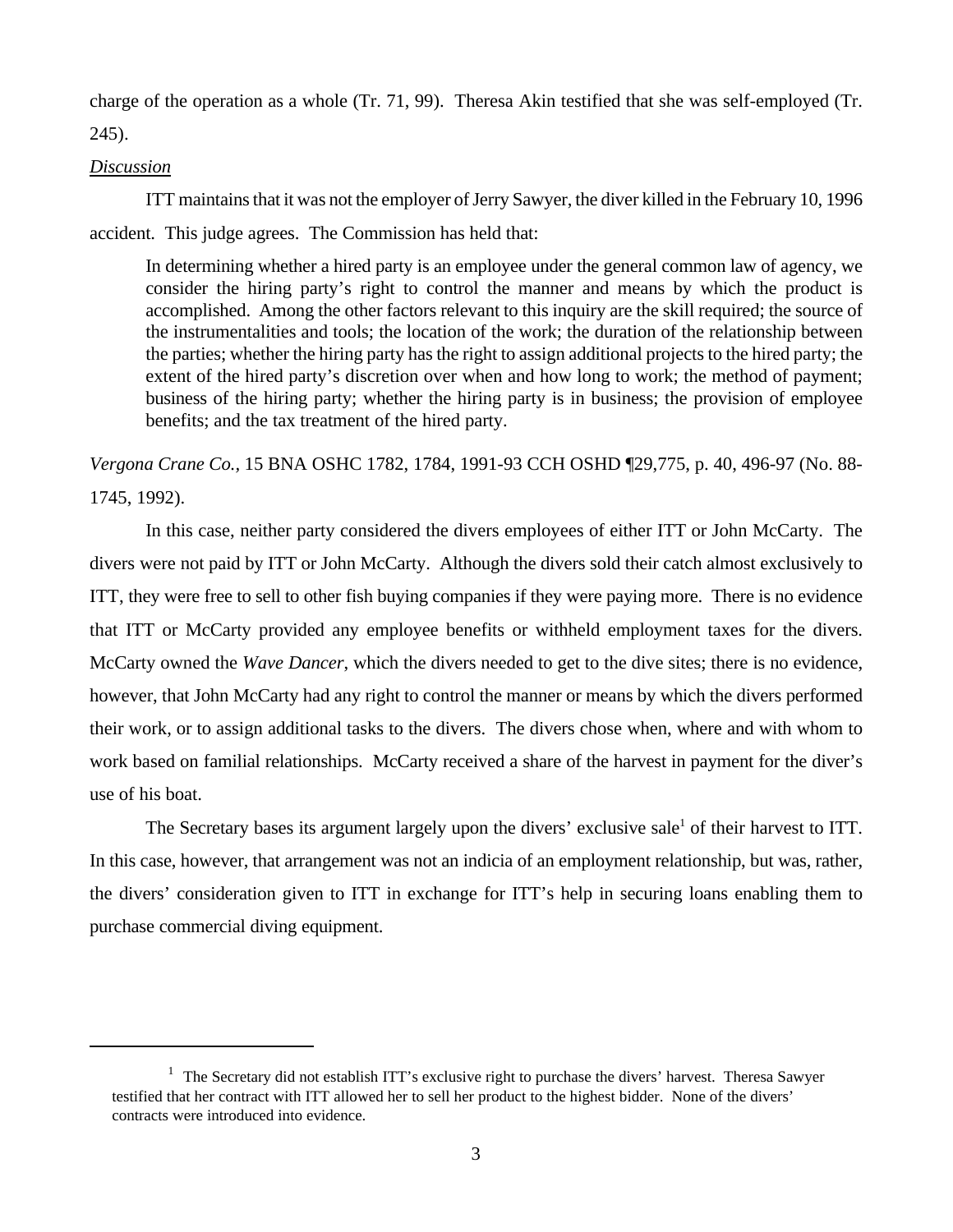charge of the operation as a whole (Tr. 71, 99). Theresa Akin testified that she was self-employed (Tr. 245).

*Discussion*

ITT maintains that it was not the employer of Jerry Sawyer, the diver killed in the February 10, 1996 accident. This judge agrees. The Commission has held that:

> In determining whether a hired party is an employee under the general common law of agency, we consider the hiring party's right to control the manner and means by which the product is accomplished. Among the other factors relevant to this inquiry are the skill required; the source of the instrumentalities and tools; the location of the work; the duration of the relationship between the parties; whether the hiring party has the right to assign additional projects to the hired party; the extent of the hired party's discretion over when and how long to work; the method of payment; business of the hiring party; whether the hiring party is in business; the provision of employee benefits; and the tax treatment of the hired party.

*Vergona Crane Co.*, 15 BNA OSHC 1782, 1784, 1991-93 CCH OSHD ¶29,775, p. 40, 496-97 (No. 88-1745, 1992).

In this case, neither party considered the divers employees of either ITT or John McCarty. The divers were not paid by ITT or John McCarty. Although the divers sold their catch almost exclusively to ITT, they were free to sell to other fish buying companies if they were paying more. There is no evidence that ITT or McCarty provided any employee benefits or withheld employment taxes for the divers. McCarty owned the *Wave Dancer*, which the divers needed to get to the dive sites; there is no evidence, however, that John McCarty had any right to control the manner or means by which the divers performed their work, or to assign additional tasks to the divers. The divers chose when, where and with whom to work based on familial relationships. McCarty received a share of the harvest in payment for the diver's use of his boat.

The Secretary bases its argument largely upon the divers' exclusive sale[1] of their harvest to ITT. In this case, however, that arrangement was not an indicia of an employment relationship, but was, rather, the divers' consideration given to ITT in exchange for ITT's help in securing loans enabling them to purchase commercial diving equipment.

---

[1] The Secretary did not establish ITT's exclusive right to purchase the divers' harvest. Theresa Sawyer testified that her contract with ITT allowed her to sell her product to the highest bidder. None of the divers' contracts were introduced into evidence.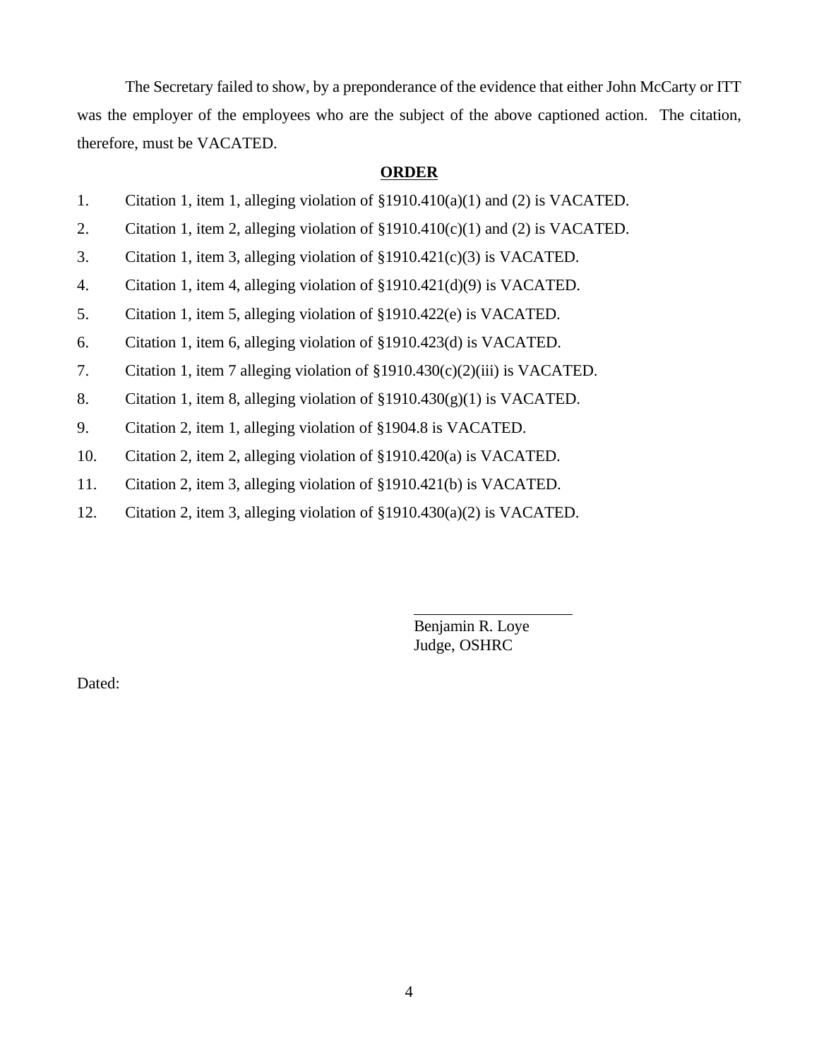The Secretary failed to show, by a preponderance of the evidence that either John McCarty or ITT was the employer of the employees who are the subject of the above captioned action. The citation, therefore, must be VACATED.

**ORDER**

1. Citation 1, item 1, alleging violation of §1910.410(a)(1) and (2) is VACATED.
2. Citation 1, item 2, alleging violation of §1910.410(c)(1) and (2) is VACATED.
3. Citation 1, item 3, alleging violation of §1910.421(c)(3) is VACATED.
4. Citation 1, item 4, alleging violation of §1910.421(d)(9) is VACATED.
5. Citation 1, item 5, alleging violation of §1910.422(e) is VACATED.
6. Citation 1, item 6, alleging violation of §1910.423(d) is VACATED.
7. Citation 1, item 7 alleging violation of §1910.430(c)(2)(iii) is VACATED.
8. Citation 1, item 8, alleging violation of §1910.430(g)(1) is VACATED.
9. Citation 2, item 1, alleging violation of §1904.8 is VACATED.
10. Citation 2, item 2, alleging violation of §1910.420(a) is VACATED.
11. Citation 2, item 3, alleging violation of §1910.421(b) is VACATED.
12. Citation 2, item 3, alleging violation of §1910.430(a)(2) is VACATED.

Benjamin R. Loye
Judge, OSHRC

Dated: